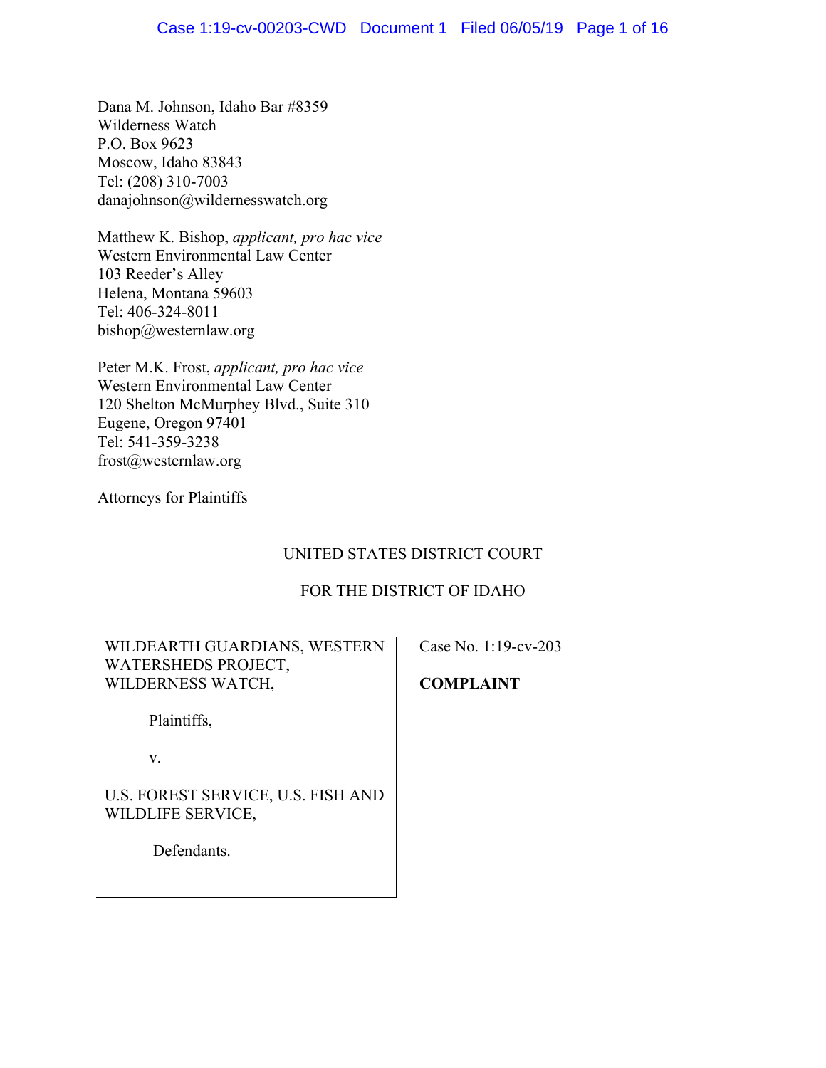Dana M. Johnson, Idaho Bar #8359
Wilderness Watch
P.O. Box 9623
Moscow, Idaho 83843
Tel: (208) 310-7003
danajohnson@wildernesswatch.org

Matthew K. Bishop, *applicant, pro hac vice*
Western Environmental Law Center
103 Reeder's Alley
Helena, Montana 59603
Tel: 406-324-8011
bishop@westernlaw.org

Peter M.K. Frost, *applicant, pro hac vice*
Western Environmental Law Center
120 Shelton McMurphey Blvd., Suite 310
Eugene, Oregon 97401
Tel: 541-359-3238
frost@westernlaw.org

Attorneys for Plaintiffs

UNITED STATES DISTRICT COURT

FOR THE DISTRICT OF IDAHO

| | |
|---|---|
| WILDEARTH GUARDIANS, WESTERN WATERSHEDS PROJECT, WILDERNESS WATCH,<br><br>Plaintiffs,<br><br>v.<br><br>U.S. FOREST SERVICE, U.S. FISH AND WILDLIFE SERVICE,<br><br>Defendants. | Case No. 1:19-cv-203<br><br>**COMPLAINT** |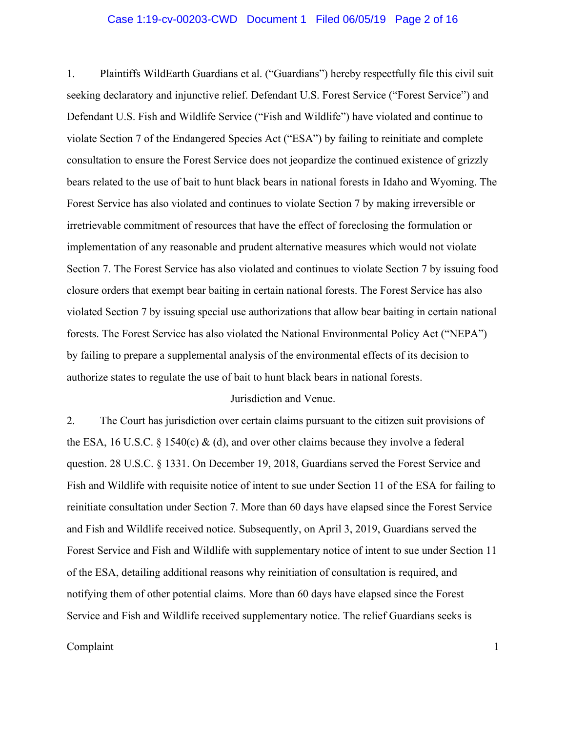1. Plaintiffs WildEarth Guardians et al. ("Guardians") hereby respectfully file this civil suit seeking declaratory and injunctive relief. Defendant U.S. Forest Service ("Forest Service") and Defendant U.S. Fish and Wildlife Service ("Fish and Wildlife") have violated and continue to violate Section 7 of the Endangered Species Act ("ESA") by failing to reinitiate and complete consultation to ensure the Forest Service does not jeopardize the continued existence of grizzly bears related to the use of bait to hunt black bears in national forests in Idaho and Wyoming. The Forest Service has also violated and continues to violate Section 7 by making irreversible or irretrievable commitment of resources that have the effect of foreclosing the formulation or implementation of any reasonable and prudent alternative measures which would not violate Section 7. The Forest Service has also violated and continues to violate Section 7 by issuing food closure orders that exempt bear baiting in certain national forests. The Forest Service has also violated Section 7 by issuing special use authorizations that allow bear baiting in certain national forests. The Forest Service has also violated the National Environmental Policy Act ("NEPA") by failing to prepare a supplemental analysis of the environmental effects of its decision to authorize states to regulate the use of bait to hunt black bears in national forests.

## Jurisdiction and Venue.

2. The Court has jurisdiction over certain claims pursuant to the citizen suit provisions of the ESA, 16 U.S.C. § 1540(c) & (d), and over other claims because they involve a federal question. 28 U.S.C. § 1331. On December 19, 2018, Guardians served the Forest Service and Fish and Wildlife with requisite notice of intent to sue under Section 11 of the ESA for failing to reinitiate consultation under Section 7. More than 60 days have elapsed since the Forest Service and Fish and Wildlife received notice. Subsequently, on April 3, 2019, Guardians served the Forest Service and Fish and Wildlife with supplementary notice of intent to sue under Section 11 of the ESA, detailing additional reasons why reinitiation of consultation is required, and notifying them of other potential claims. More than 60 days have elapsed since the Forest Service and Fish and Wildlife received supplementary notice. The relief Guardians seeks is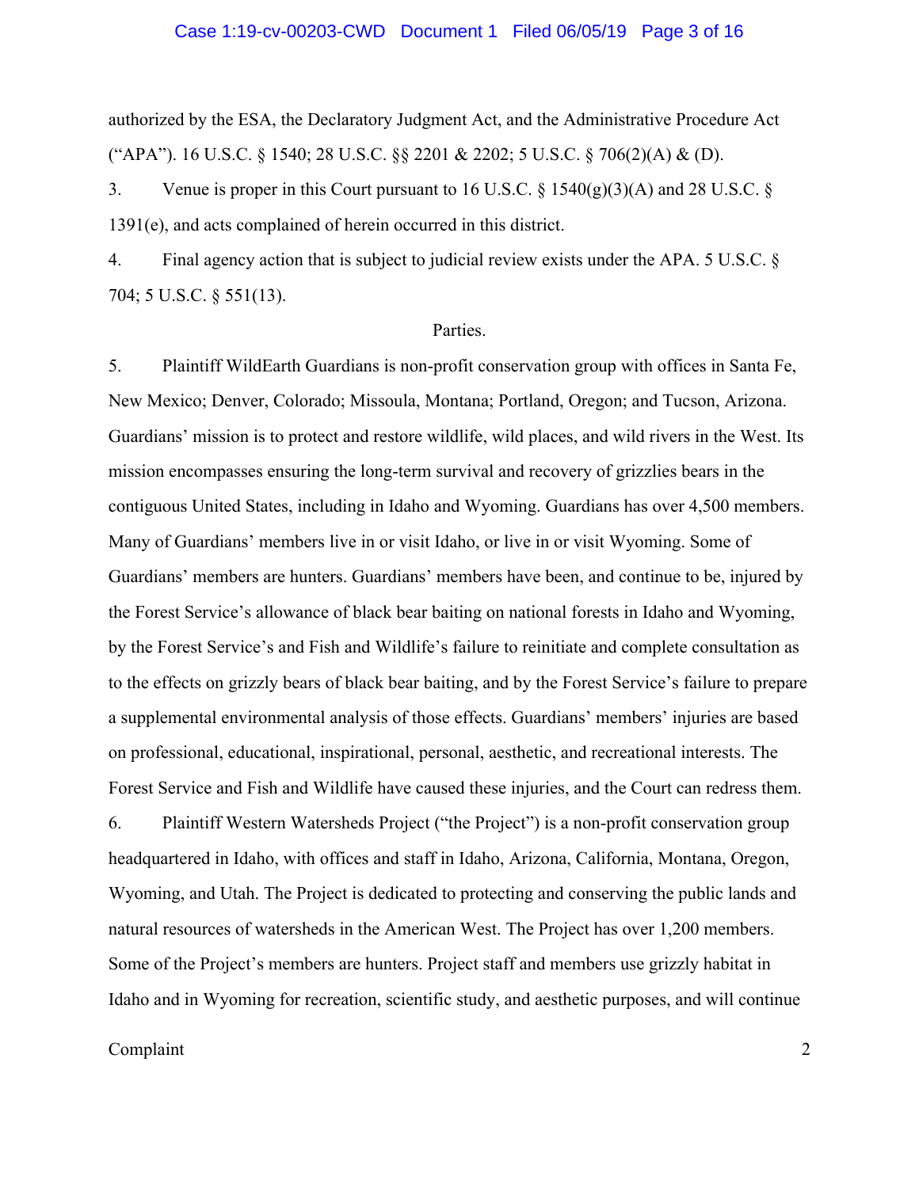authorized by the ESA, the Declaratory Judgment Act, and the Administrative Procedure Act ("APA"). 16 U.S.C. § 1540; 28 U.S.C. §§ 2201 & 2202; 5 U.S.C. § 706(2)(A) & (D).

3. Venue is proper in this Court pursuant to 16 U.S.C. § 1540(g)(3)(A) and 28 U.S.C. § 1391(e), and acts complained of herein occurred in this district.

4. Final agency action that is subject to judicial review exists under the APA. 5 U.S.C. § 704; 5 U.S.C. § 551(13).

Parties.

5. Plaintiff WildEarth Guardians is non-profit conservation group with offices in Santa Fe, New Mexico; Denver, Colorado; Missoula, Montana; Portland, Oregon; and Tucson, Arizona. Guardians' mission is to protect and restore wildlife, wild places, and wild rivers in the West. Its mission encompasses ensuring the long-term survival and recovery of grizzlies bears in the contiguous United States, including in Idaho and Wyoming. Guardians has over 4,500 members. Many of Guardians' members live in or visit Idaho, or live in or visit Wyoming. Some of Guardians' members are hunters. Guardians' members have been, and continue to be, injured by the Forest Service's allowance of black bear baiting on national forests in Idaho and Wyoming, by the Forest Service's and Fish and Wildlife's failure to reinitiate and complete consultation as to the effects on grizzly bears of black bear baiting, and by the Forest Service's failure to prepare a supplemental environmental analysis of those effects. Guardians' members' injuries are based on professional, educational, inspirational, personal, aesthetic, and recreational interests. The Forest Service and Fish and Wildlife have caused these injuries, and the Court can redress them.

6. Plaintiff Western Watersheds Project ("the Project") is a non-profit conservation group headquartered in Idaho, with offices and staff in Idaho, Arizona, California, Montana, Oregon, Wyoming, and Utah. The Project is dedicated to protecting and conserving the public lands and natural resources of watersheds in the American West. The Project has over 1,200 members. Some of the Project's members are hunters. Project staff and members use grizzly habitat in Idaho and in Wyoming for recreation, scientific study, and aesthetic purposes, and will continue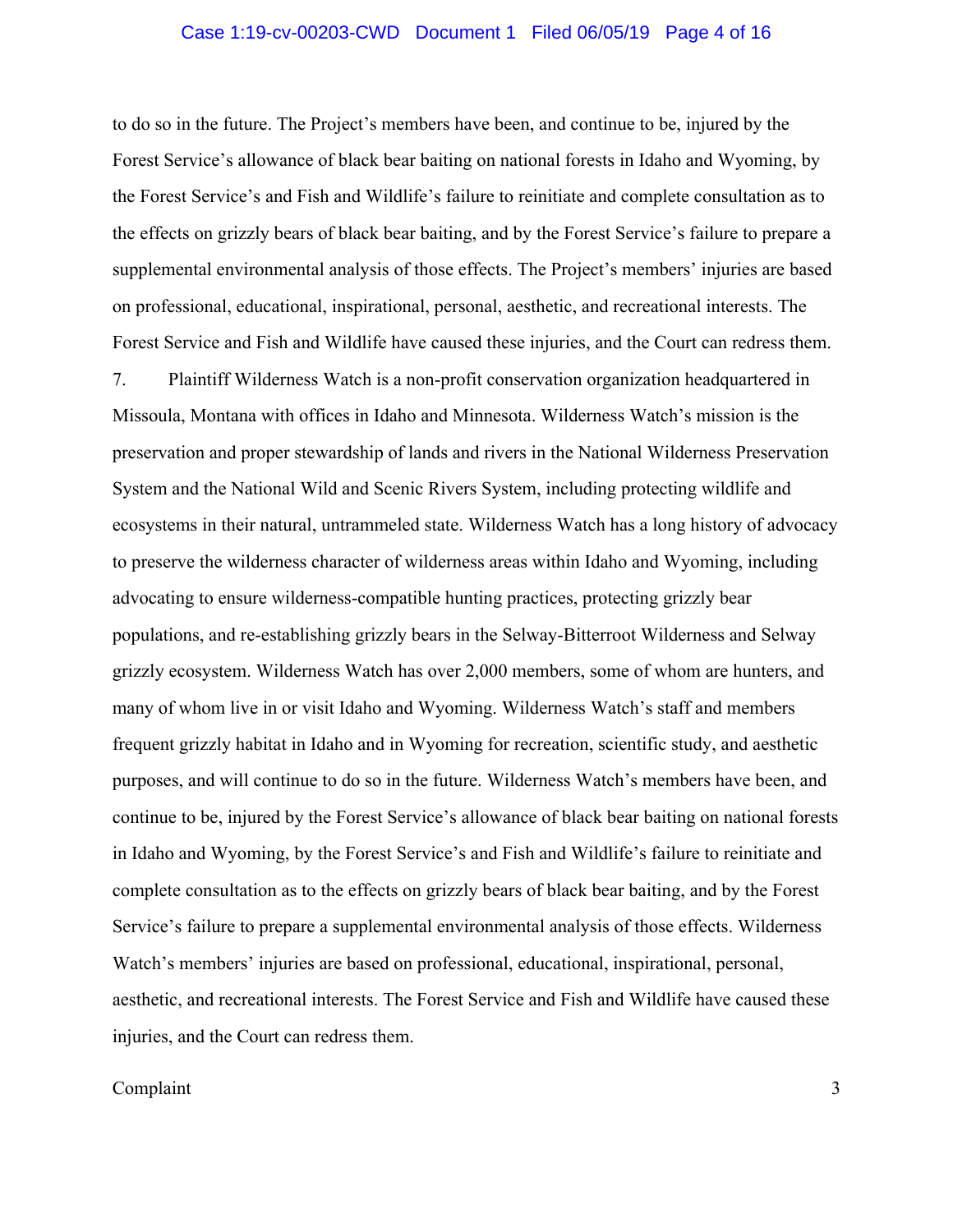to do so in the future. The Project's members have been, and continue to be, injured by the Forest Service's allowance of black bear baiting on national forests in Idaho and Wyoming, by the Forest Service's and Fish and Wildlife's failure to reinitiate and complete consultation as to the effects on grizzly bears of black bear baiting, and by the Forest Service's failure to prepare a supplemental environmental analysis of those effects. The Project's members' injuries are based on professional, educational, inspirational, personal, aesthetic, and recreational interests. The Forest Service and Fish and Wildlife have caused these injuries, and the Court can redress them.

7. Plaintiff Wilderness Watch is a non-profit conservation organization headquartered in Missoula, Montana with offices in Idaho and Minnesota. Wilderness Watch's mission is the preservation and proper stewardship of lands and rivers in the National Wilderness Preservation System and the National Wild and Scenic Rivers System, including protecting wildlife and ecosystems in their natural, untrammeled state. Wilderness Watch has a long history of advocacy to preserve the wilderness character of wilderness areas within Idaho and Wyoming, including advocating to ensure wilderness-compatible hunting practices, protecting grizzly bear populations, and re-establishing grizzly bears in the Selway-Bitterroot Wilderness and Selway grizzly ecosystem. Wilderness Watch has over 2,000 members, some of whom are hunters, and many of whom live in or visit Idaho and Wyoming. Wilderness Watch's staff and members frequent grizzly habitat in Idaho and in Wyoming for recreation, scientific study, and aesthetic purposes, and will continue to do so in the future. Wilderness Watch's members have been, and continue to be, injured by the Forest Service's allowance of black bear baiting on national forests in Idaho and Wyoming, by the Forest Service's and Fish and Wildlife's failure to reinitiate and complete consultation as to the effects on grizzly bears of black bear baiting, and by the Forest Service's failure to prepare a supplemental environmental analysis of those effects. Wilderness Watch's members' injuries are based on professional, educational, inspirational, personal, aesthetic, and recreational interests. The Forest Service and Fish and Wildlife have caused these injuries, and the Court can redress them.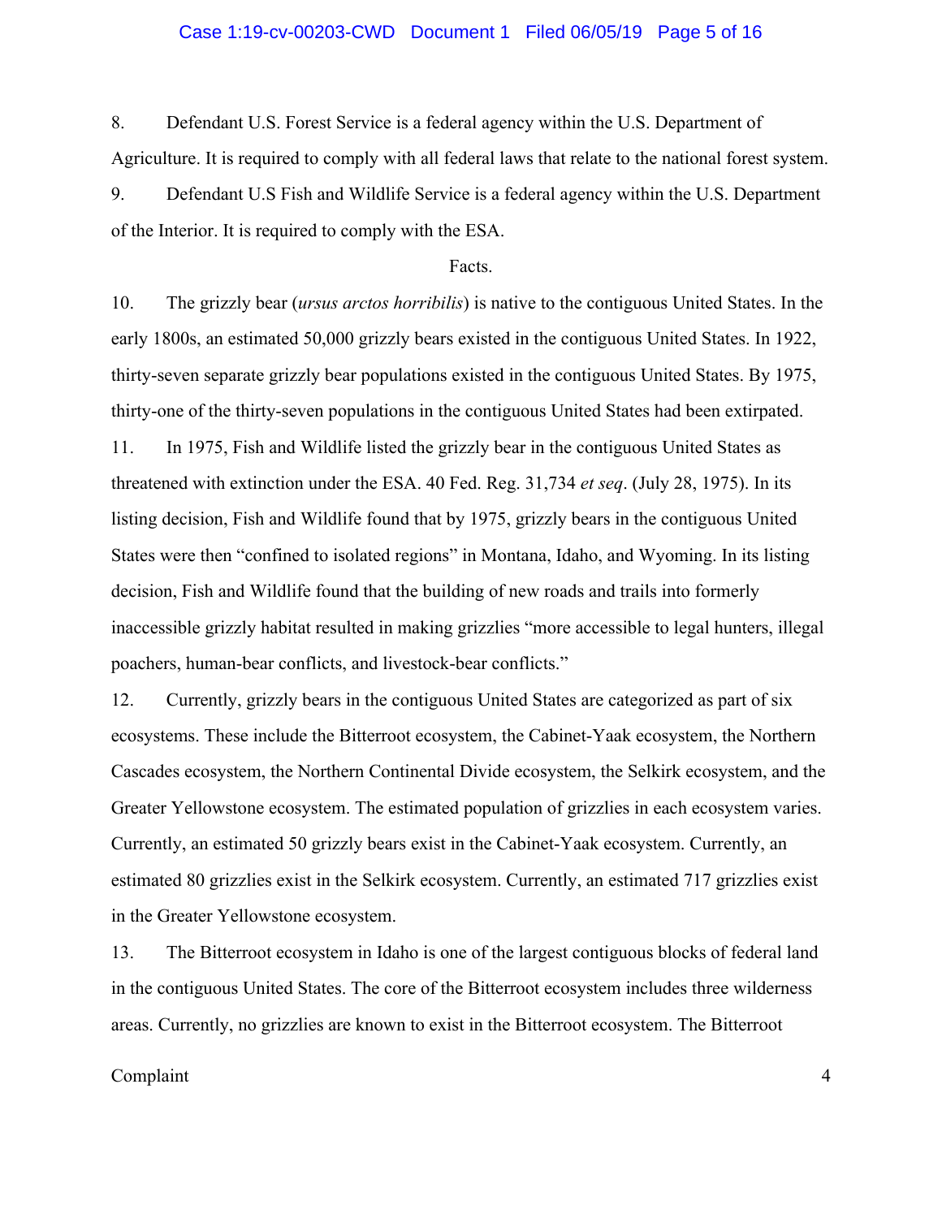8. Defendant U.S. Forest Service is a federal agency within the U.S. Department of Agriculture. It is required to comply with all federal laws that relate to the national forest system.

9. Defendant U.S Fish and Wildlife Service is a federal agency within the U.S. Department of the Interior. It is required to comply with the ESA.

Facts.

10. The grizzly bear (*ursus arctos horribilis*) is native to the contiguous United States. In the early 1800s, an estimated 50,000 grizzly bears existed in the contiguous United States. In 1922, thirty-seven separate grizzly bear populations existed in the contiguous United States. By 1975, thirty-one of the thirty-seven populations in the contiguous United States had been extirpated.

11. In 1975, Fish and Wildlife listed the grizzly bear in the contiguous United States as threatened with extinction under the ESA. 40 Fed. Reg. 31,734 *et seq*. (July 28, 1975). In its listing decision, Fish and Wildlife found that by 1975, grizzly bears in the contiguous United States were then "confined to isolated regions" in Montana, Idaho, and Wyoming. In its listing decision, Fish and Wildlife found that the building of new roads and trails into formerly inaccessible grizzly habitat resulted in making grizzlies "more accessible to legal hunters, illegal poachers, human-bear conflicts, and livestock-bear conflicts."

12. Currently, grizzly bears in the contiguous United States are categorized as part of six ecosystems. These include the Bitterroot ecosystem, the Cabinet-Yaak ecosystem, the Northern Cascades ecosystem, the Northern Continental Divide ecosystem, the Selkirk ecosystem, and the Greater Yellowstone ecosystem. The estimated population of grizzlies in each ecosystem varies. Currently, an estimated 50 grizzly bears exist in the Cabinet-Yaak ecosystem. Currently, an estimated 80 grizzlies exist in the Selkirk ecosystem. Currently, an estimated 717 grizzlies exist in the Greater Yellowstone ecosystem.

13. The Bitterroot ecosystem in Idaho is one of the largest contiguous blocks of federal land in the contiguous United States. The core of the Bitterroot ecosystem includes three wilderness areas. Currently, no grizzlies are known to exist in the Bitterroot ecosystem. The Bitterroot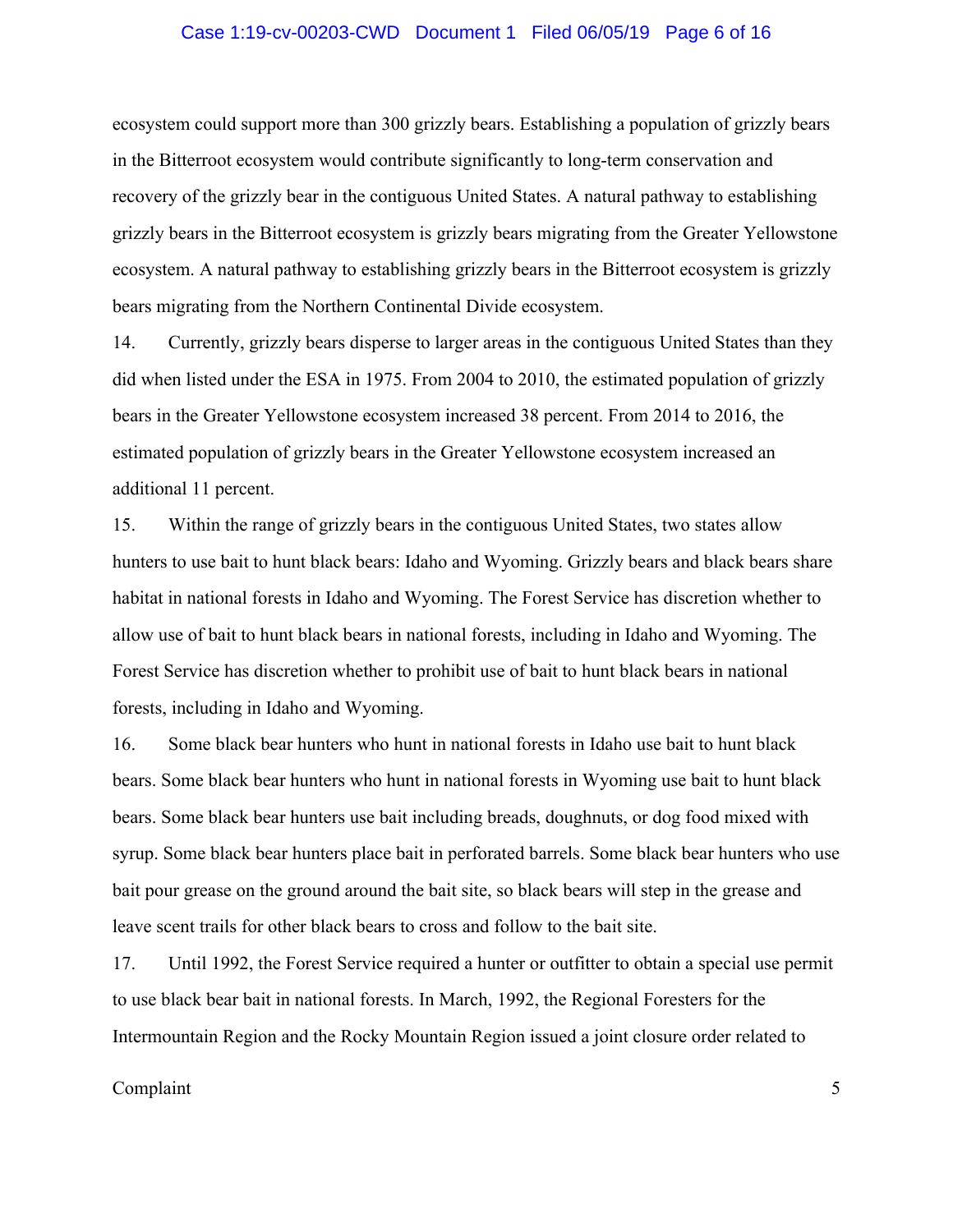ecosystem could support more than 300 grizzly bears. Establishing a population of grizzly bears in the Bitterroot ecosystem would contribute significantly to long-term conservation and recovery of the grizzly bear in the contiguous United States. A natural pathway to establishing grizzly bears in the Bitterroot ecosystem is grizzly bears migrating from the Greater Yellowstone ecosystem. A natural pathway to establishing grizzly bears in the Bitterroot ecosystem is grizzly bears migrating from the Northern Continental Divide ecosystem.

14. Currently, grizzly bears disperse to larger areas in the contiguous United States than they did when listed under the ESA in 1975. From 2004 to 2010, the estimated population of grizzly bears in the Greater Yellowstone ecosystem increased 38 percent. From 2014 to 2016, the estimated population of grizzly bears in the Greater Yellowstone ecosystem increased an additional 11 percent.

15. Within the range of grizzly bears in the contiguous United States, two states allow hunters to use bait to hunt black bears: Idaho and Wyoming. Grizzly bears and black bears share habitat in national forests in Idaho and Wyoming. The Forest Service has discretion whether to allow use of bait to hunt black bears in national forests, including in Idaho and Wyoming. The Forest Service has discretion whether to prohibit use of bait to hunt black bears in national forests, including in Idaho and Wyoming.

16. Some black bear hunters who hunt in national forests in Idaho use bait to hunt black bears. Some black bear hunters who hunt in national forests in Wyoming use bait to hunt black bears. Some black bear hunters use bait including breads, doughnuts, or dog food mixed with syrup. Some black bear hunters place bait in perforated barrels. Some black bear hunters who use bait pour grease on the ground around the bait site, so black bears will step in the grease and leave scent trails for other black bears to cross and follow to the bait site.

17. Until 1992, the Forest Service required a hunter or outfitter to obtain a special use permit to use black bear bait in national forests. In March, 1992, the Regional Foresters for the Intermountain Region and the Rocky Mountain Region issued a joint closure order related to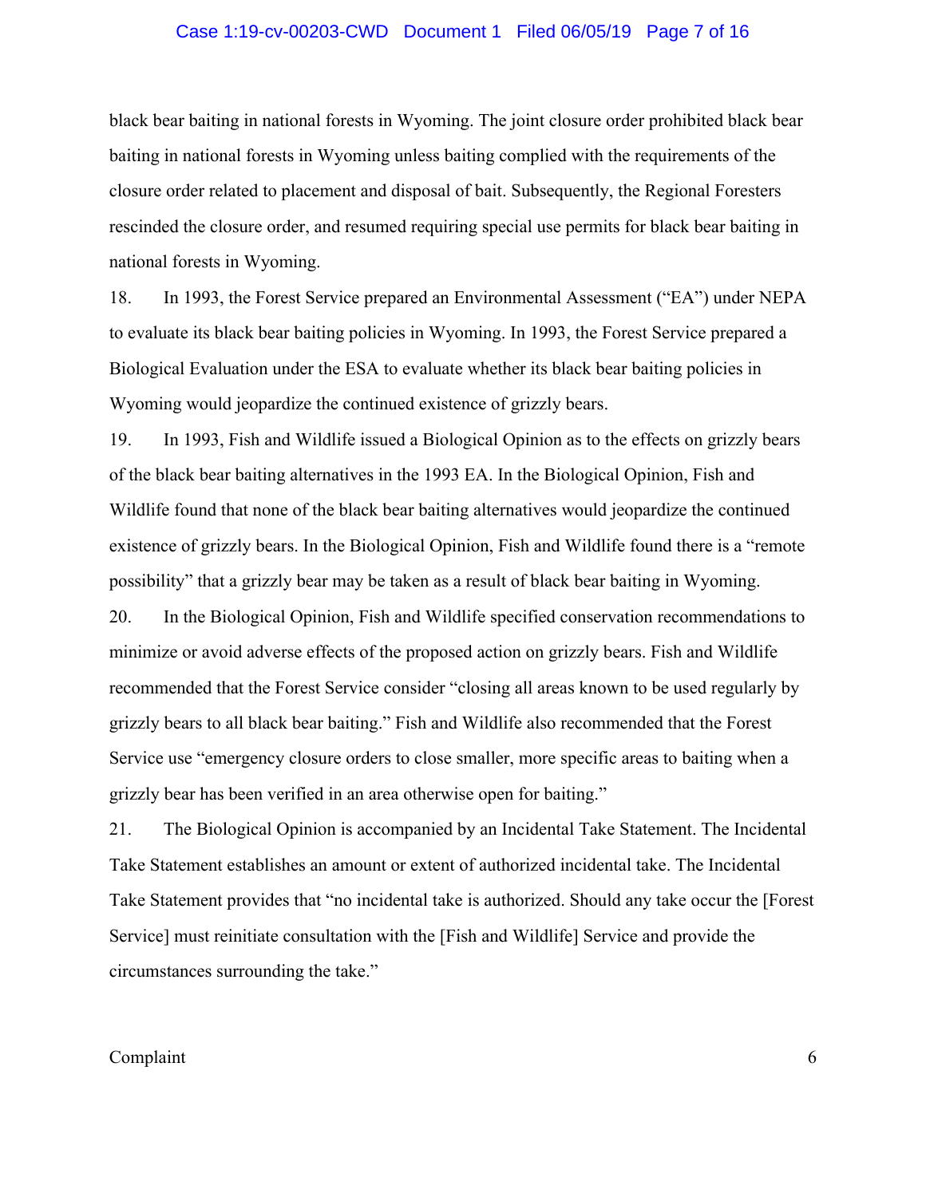black bear baiting in national forests in Wyoming. The joint closure order prohibited black bear baiting in national forests in Wyoming unless baiting complied with the requirements of the closure order related to placement and disposal of bait. Subsequently, the Regional Foresters rescinded the closure order, and resumed requiring special use permits for black bear baiting in national forests in Wyoming.

18. In 1993, the Forest Service prepared an Environmental Assessment ("EA") under NEPA to evaluate its black bear baiting policies in Wyoming. In 1993, the Forest Service prepared a Biological Evaluation under the ESA to evaluate whether its black bear baiting policies in Wyoming would jeopardize the continued existence of grizzly bears.

19. In 1993, Fish and Wildlife issued a Biological Opinion as to the effects on grizzly bears of the black bear baiting alternatives in the 1993 EA. In the Biological Opinion, Fish and Wildlife found that none of the black bear baiting alternatives would jeopardize the continued existence of grizzly bears. In the Biological Opinion, Fish and Wildlife found there is a "remote possibility" that a grizzly bear may be taken as a result of black bear baiting in Wyoming.

20. In the Biological Opinion, Fish and Wildlife specified conservation recommendations to minimize or avoid adverse effects of the proposed action on grizzly bears. Fish and Wildlife recommended that the Forest Service consider "closing all areas known to be used regularly by grizzly bears to all black bear baiting." Fish and Wildlife also recommended that the Forest Service use "emergency closure orders to close smaller, more specific areas to baiting when a grizzly bear has been verified in an area otherwise open for baiting."

21. The Biological Opinion is accompanied by an Incidental Take Statement. The Incidental Take Statement establishes an amount or extent of authorized incidental take. The Incidental Take Statement provides that "no incidental take is authorized. Should any take occur the [Forest Service] must reinitiate consultation with the [Fish and Wildlife] Service and provide the circumstances surrounding the take."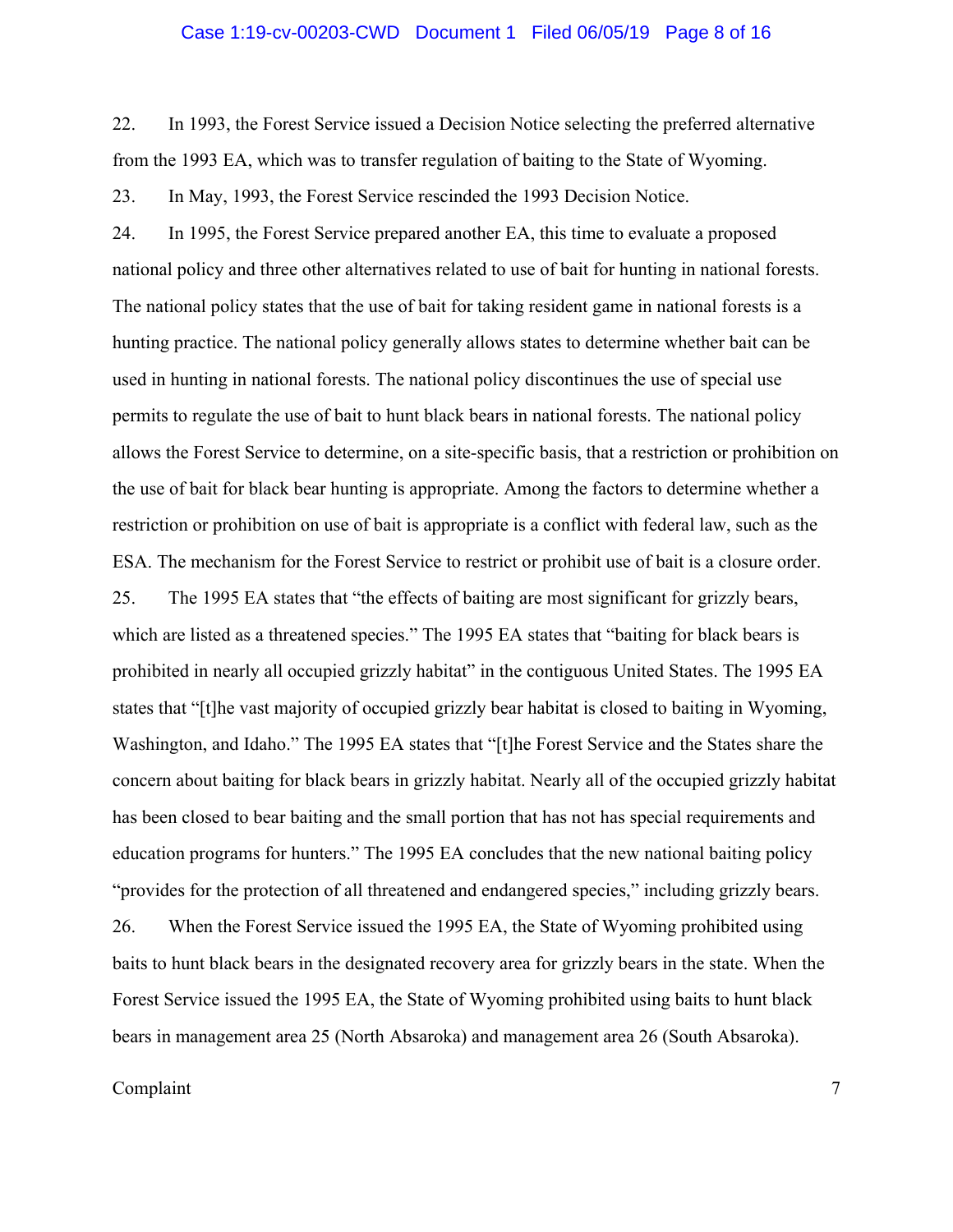22. In 1993, the Forest Service issued a Decision Notice selecting the preferred alternative from the 1993 EA, which was to transfer regulation of baiting to the State of Wyoming.

23. In May, 1993, the Forest Service rescinded the 1993 Decision Notice.

24. In 1995, the Forest Service prepared another EA, this time to evaluate a proposed national policy and three other alternatives related to use of bait for hunting in national forests. The national policy states that the use of bait for taking resident game in national forests is a hunting practice. The national policy generally allows states to determine whether bait can be used in hunting in national forests. The national policy discontinues the use of special use permits to regulate the use of bait to hunt black bears in national forests. The national policy allows the Forest Service to determine, on a site-specific basis, that a restriction or prohibition on the use of bait for black bear hunting is appropriate. Among the factors to determine whether a restriction or prohibition on use of bait is appropriate is a conflict with federal law, such as the ESA. The mechanism for the Forest Service to restrict or prohibit use of bait is a closure order.

25. The 1995 EA states that "the effects of baiting are most significant for grizzly bears, which are listed as a threatened species." The 1995 EA states that "baiting for black bears is prohibited in nearly all occupied grizzly habitat" in the contiguous United States. The 1995 EA states that "[t]he vast majority of occupied grizzly bear habitat is closed to baiting in Wyoming, Washington, and Idaho." The 1995 EA states that "[t]he Forest Service and the States share the concern about baiting for black bears in grizzly habitat. Nearly all of the occupied grizzly habitat has been closed to bear baiting and the small portion that has not has special requirements and education programs for hunters." The 1995 EA concludes that the new national baiting policy "provides for the protection of all threatened and endangered species," including grizzly bears.

26. When the Forest Service issued the 1995 EA, the State of Wyoming prohibited using baits to hunt black bears in the designated recovery area for grizzly bears in the state. When the Forest Service issued the 1995 EA, the State of Wyoming prohibited using baits to hunt black bears in management area 25 (North Absaroka) and management area 26 (South Absaroka).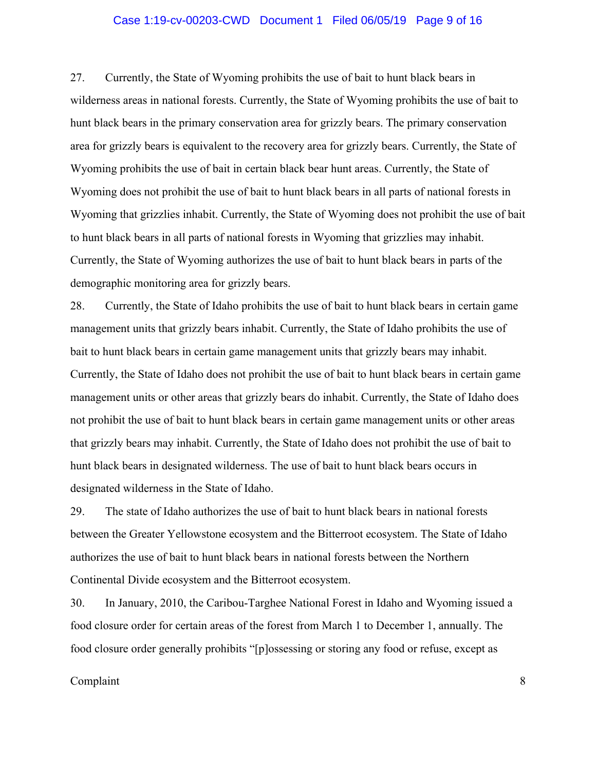27. Currently, the State of Wyoming prohibits the use of bait to hunt black bears in wilderness areas in national forests. Currently, the State of Wyoming prohibits the use of bait to hunt black bears in the primary conservation area for grizzly bears. The primary conservation area for grizzly bears is equivalent to the recovery area for grizzly bears. Currently, the State of Wyoming prohibits the use of bait in certain black bear hunt areas. Currently, the State of Wyoming does not prohibit the use of bait to hunt black bears in all parts of national forests in Wyoming that grizzlies inhabit. Currently, the State of Wyoming does not prohibit the use of bait to hunt black bears in all parts of national forests in Wyoming that grizzlies may inhabit. Currently, the State of Wyoming authorizes the use of bait to hunt black bears in parts of the demographic monitoring area for grizzly bears.

28. Currently, the State of Idaho prohibits the use of bait to hunt black bears in certain game management units that grizzly bears inhabit. Currently, the State of Idaho prohibits the use of bait to hunt black bears in certain game management units that grizzly bears may inhabit. Currently, the State of Idaho does not prohibit the use of bait to hunt black bears in certain game management units or other areas that grizzly bears do inhabit. Currently, the State of Idaho does not prohibit the use of bait to hunt black bears in certain game management units or other areas that grizzly bears may inhabit. Currently, the State of Idaho does not prohibit the use of bait to hunt black bears in designated wilderness. The use of bait to hunt black bears occurs in designated wilderness in the State of Idaho.

29. The state of Idaho authorizes the use of bait to hunt black bears in national forests between the Greater Yellowstone ecosystem and the Bitterroot ecosystem. The State of Idaho authorizes the use of bait to hunt black bears in national forests between the Northern Continental Divide ecosystem and the Bitterroot ecosystem.

30. In January, 2010, the Caribou-Targhee National Forest in Idaho and Wyoming issued a food closure order for certain areas of the forest from March 1 to December 1, annually. The food closure order generally prohibits "[p]ossessing or storing any food or refuse, except as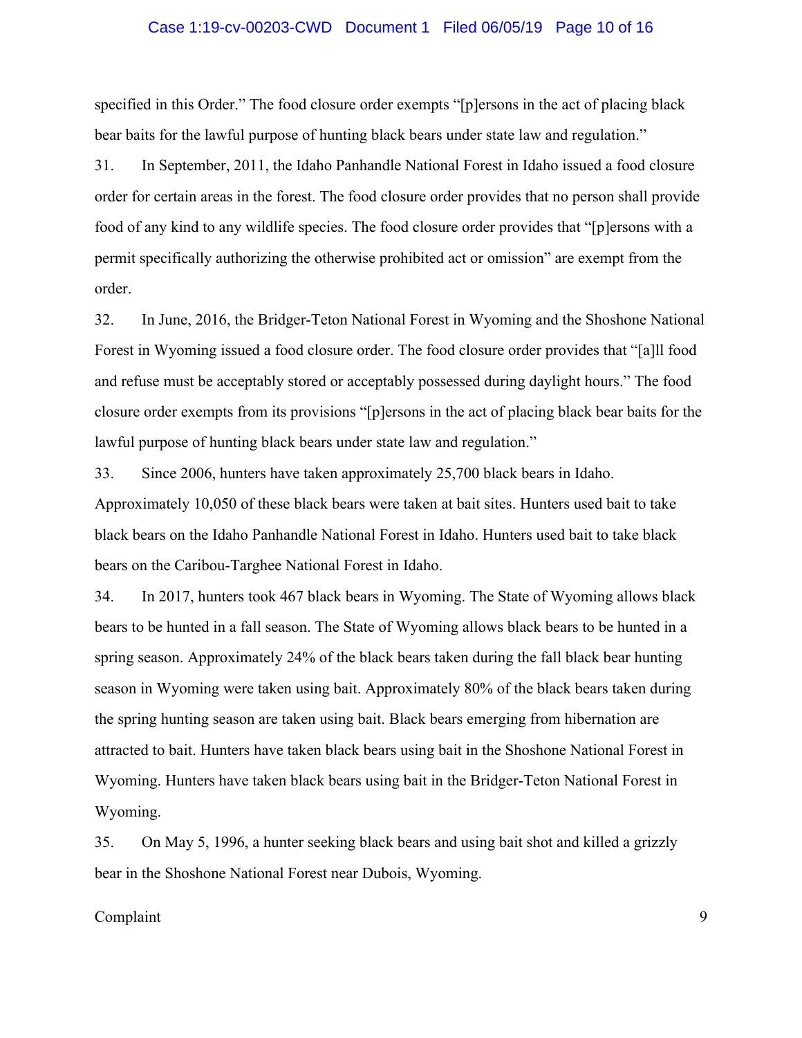specified in this Order." The food closure order exempts "[p]ersons in the act of placing black bear baits for the lawful purpose of hunting black bears under state law and regulation."

31. In September, 2011, the Idaho Panhandle National Forest in Idaho issued a food closure order for certain areas in the forest. The food closure order provides that no person shall provide food of any kind to any wildlife species. The food closure order provides that "[p]ersons with a permit specifically authorizing the otherwise prohibited act or omission" are exempt from the order.

32. In June, 2016, the Bridger-Teton National Forest in Wyoming and the Shoshone National Forest in Wyoming issued a food closure order. The food closure order provides that "[a]ll food and refuse must be acceptably stored or acceptably possessed during daylight hours." The food closure order exempts from its provisions "[p]ersons in the act of placing black bear baits for the lawful purpose of hunting black bears under state law and regulation."

33. Since 2006, hunters have taken approximately 25,700 black bears in Idaho. Approximately 10,050 of these black bears were taken at bait sites. Hunters used bait to take black bears on the Idaho Panhandle National Forest in Idaho. Hunters used bait to take black bears on the Caribou-Targhee National Forest in Idaho.

34. In 2017, hunters took 467 black bears in Wyoming. The State of Wyoming allows black bears to be hunted in a fall season. The State of Wyoming allows black bears to be hunted in a spring season. Approximately 24% of the black bears taken during the fall black bear hunting season in Wyoming were taken using bait. Approximately 80% of the black bears taken during the spring hunting season are taken using bait. Black bears emerging from hibernation are attracted to bait. Hunters have taken black bears using bait in the Shoshone National Forest in Wyoming. Hunters have taken black bears using bait in the Bridger-Teton National Forest in Wyoming.

35. On May 5, 1996, a hunter seeking black bears and using bait shot and killed a grizzly bear in the Shoshone National Forest near Dubois, Wyoming.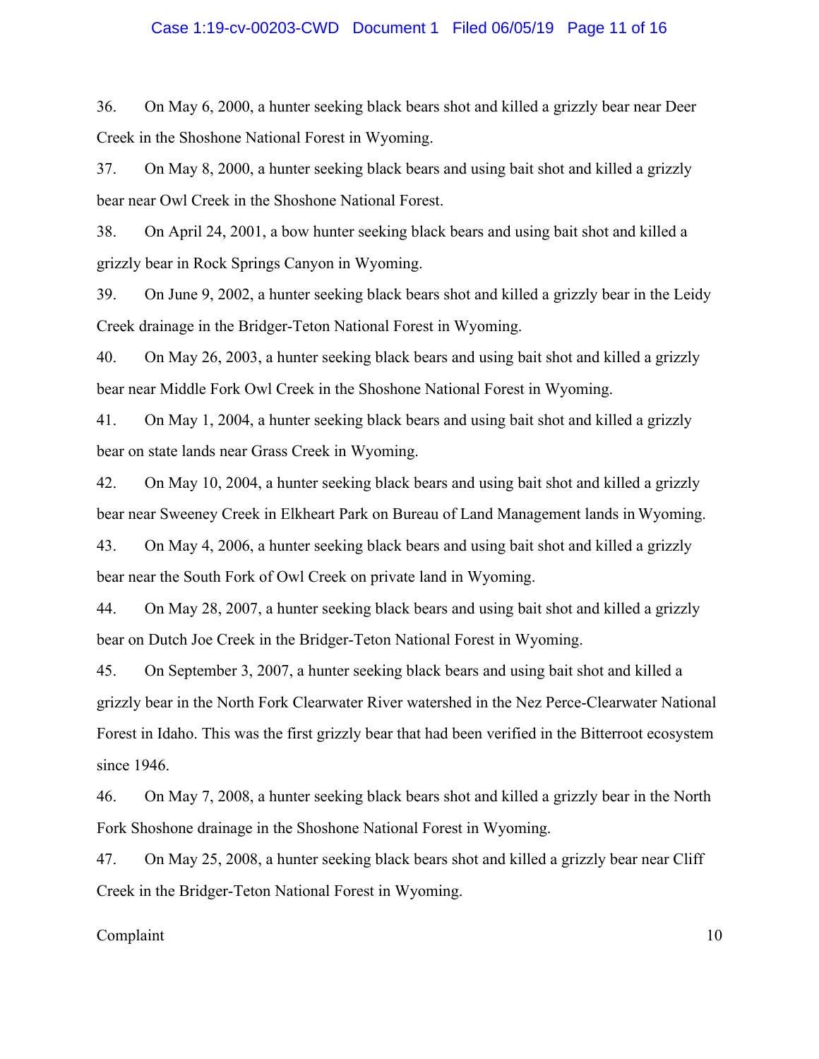36. On May 6, 2000, a hunter seeking black bears shot and killed a grizzly bear near Deer Creek in the Shoshone National Forest in Wyoming.

37. On May 8, 2000, a hunter seeking black bears and using bait shot and killed a grizzly bear near Owl Creek in the Shoshone National Forest.

38. On April 24, 2001, a bow hunter seeking black bears and using bait shot and killed a grizzly bear in Rock Springs Canyon in Wyoming.

39. On June 9, 2002, a hunter seeking black bears shot and killed a grizzly bear in the Leidy Creek drainage in the Bridger-Teton National Forest in Wyoming.

40. On May 26, 2003, a hunter seeking black bears and using bait shot and killed a grizzly bear near Middle Fork Owl Creek in the Shoshone National Forest in Wyoming.

41. On May 1, 2004, a hunter seeking black bears and using bait shot and killed a grizzly bear on state lands near Grass Creek in Wyoming.

42. On May 10, 2004, a hunter seeking black bears and using bait shot and killed a grizzly bear near Sweeney Creek in Elkheart Park on Bureau of Land Management lands in Wyoming.

43. On May 4, 2006, a hunter seeking black bears and using bait shot and killed a grizzly bear near the South Fork of Owl Creek on private land in Wyoming.

44. On May 28, 2007, a hunter seeking black bears and using bait shot and killed a grizzly bear on Dutch Joe Creek in the Bridger-Teton National Forest in Wyoming.

45. On September 3, 2007, a hunter seeking black bears and using bait shot and killed a grizzly bear in the North Fork Clearwater River watershed in the Nez Perce-Clearwater National Forest in Idaho. This was the first grizzly bear that had been verified in the Bitterroot ecosystem since 1946.

46. On May 7, 2008, a hunter seeking black bears shot and killed a grizzly bear in the North Fork Shoshone drainage in the Shoshone National Forest in Wyoming.

47. On May 25, 2008, a hunter seeking black bears shot and killed a grizzly bear near Cliff Creek in the Bridger-Teton National Forest in Wyoming.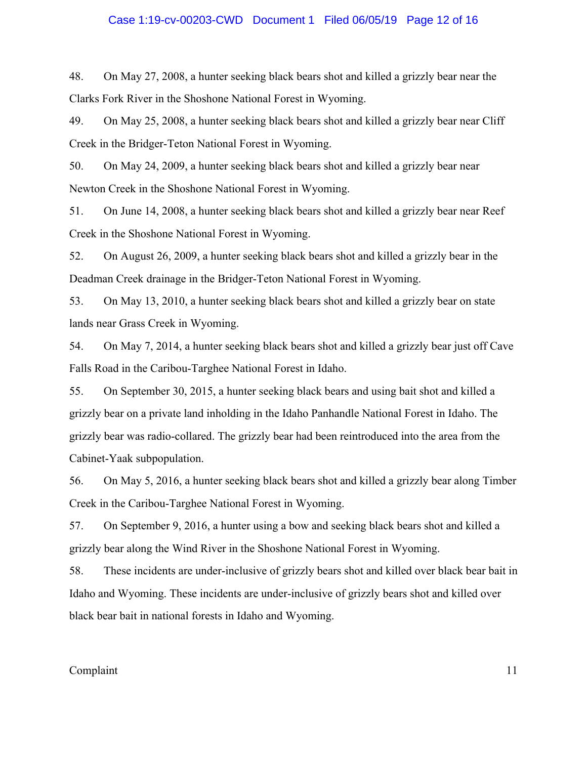48. On May 27, 2008, a hunter seeking black bears shot and killed a grizzly bear near the Clarks Fork River in the Shoshone National Forest in Wyoming.

49. On May 25, 2008, a hunter seeking black bears shot and killed a grizzly bear near Cliff Creek in the Bridger-Teton National Forest in Wyoming.

50. On May 24, 2009, a hunter seeking black bears shot and killed a grizzly bear near Newton Creek in the Shoshone National Forest in Wyoming.

51. On June 14, 2008, a hunter seeking black bears shot and killed a grizzly bear near Reef Creek in the Shoshone National Forest in Wyoming.

52. On August 26, 2009, a hunter seeking black bears shot and killed a grizzly bear in the Deadman Creek drainage in the Bridger-Teton National Forest in Wyoming.

53. On May 13, 2010, a hunter seeking black bears shot and killed a grizzly bear on state lands near Grass Creek in Wyoming.

54. On May 7, 2014, a hunter seeking black bears shot and killed a grizzly bear just off Cave Falls Road in the Caribou-Targhee National Forest in Idaho.

55. On September 30, 2015, a hunter seeking black bears and using bait shot and killed a grizzly bear on a private land inholding in the Idaho Panhandle National Forest in Idaho. The grizzly bear was radio-collared. The grizzly bear had been reintroduced into the area from the Cabinet-Yaak subpopulation.

56. On May 5, 2016, a hunter seeking black bears shot and killed a grizzly bear along Timber Creek in the Caribou-Targhee National Forest in Wyoming.

57. On September 9, 2016, a hunter using a bow and seeking black bears shot and killed a grizzly bear along the Wind River in the Shoshone National Forest in Wyoming.

58. These incidents are under-inclusive of grizzly bears shot and killed over black bear bait in Idaho and Wyoming. These incidents are under-inclusive of grizzly bears shot and killed over black bear bait in national forests in Idaho and Wyoming.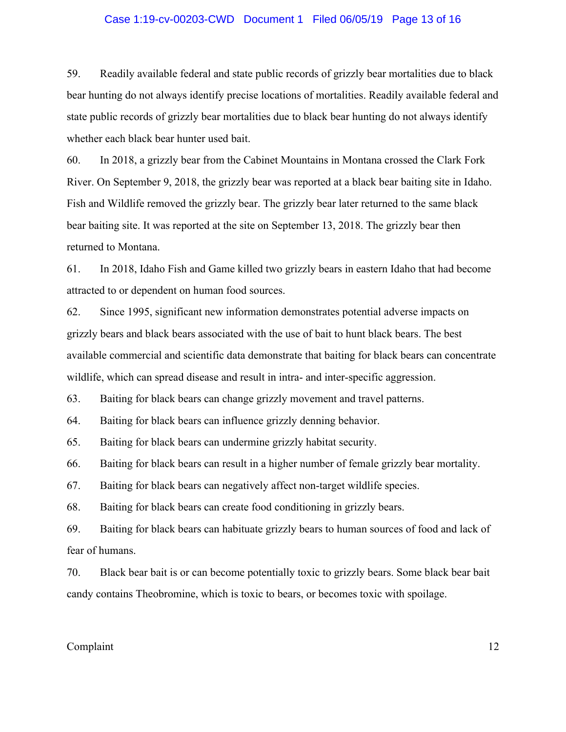59. Readily available federal and state public records of grizzly bear mortalities due to black bear hunting do not always identify precise locations of mortalities. Readily available federal and state public records of grizzly bear mortalities due to black bear hunting do not always identify whether each black bear hunter used bait.

60. In 2018, a grizzly bear from the Cabinet Mountains in Montana crossed the Clark Fork River. On September 9, 2018, the grizzly bear was reported at a black bear baiting site in Idaho. Fish and Wildlife removed the grizzly bear. The grizzly bear later returned to the same black bear baiting site. It was reported at the site on September 13, 2018. The grizzly bear then returned to Montana.

61. In 2018, Idaho Fish and Game killed two grizzly bears in eastern Idaho that had become attracted to or dependent on human food sources.

62. Since 1995, significant new information demonstrates potential adverse impacts on grizzly bears and black bears associated with the use of bait to hunt black bears. The best available commercial and scientific data demonstrate that baiting for black bears can concentrate wildlife, which can spread disease and result in intra- and inter-specific aggression.

63. Baiting for black bears can change grizzly movement and travel patterns.

64. Baiting for black bears can influence grizzly denning behavior.

65. Baiting for black bears can undermine grizzly habitat security.

66. Baiting for black bears can result in a higher number of female grizzly bear mortality.

67. Baiting for black bears can negatively affect non-target wildlife species.

68. Baiting for black bears can create food conditioning in grizzly bears.

69. Baiting for black bears can habituate grizzly bears to human sources of food and lack of fear of humans.

70. Black bear bait is or can become potentially toxic to grizzly bears. Some black bear bait candy contains Theobromine, which is toxic to bears, or becomes toxic with spoilage.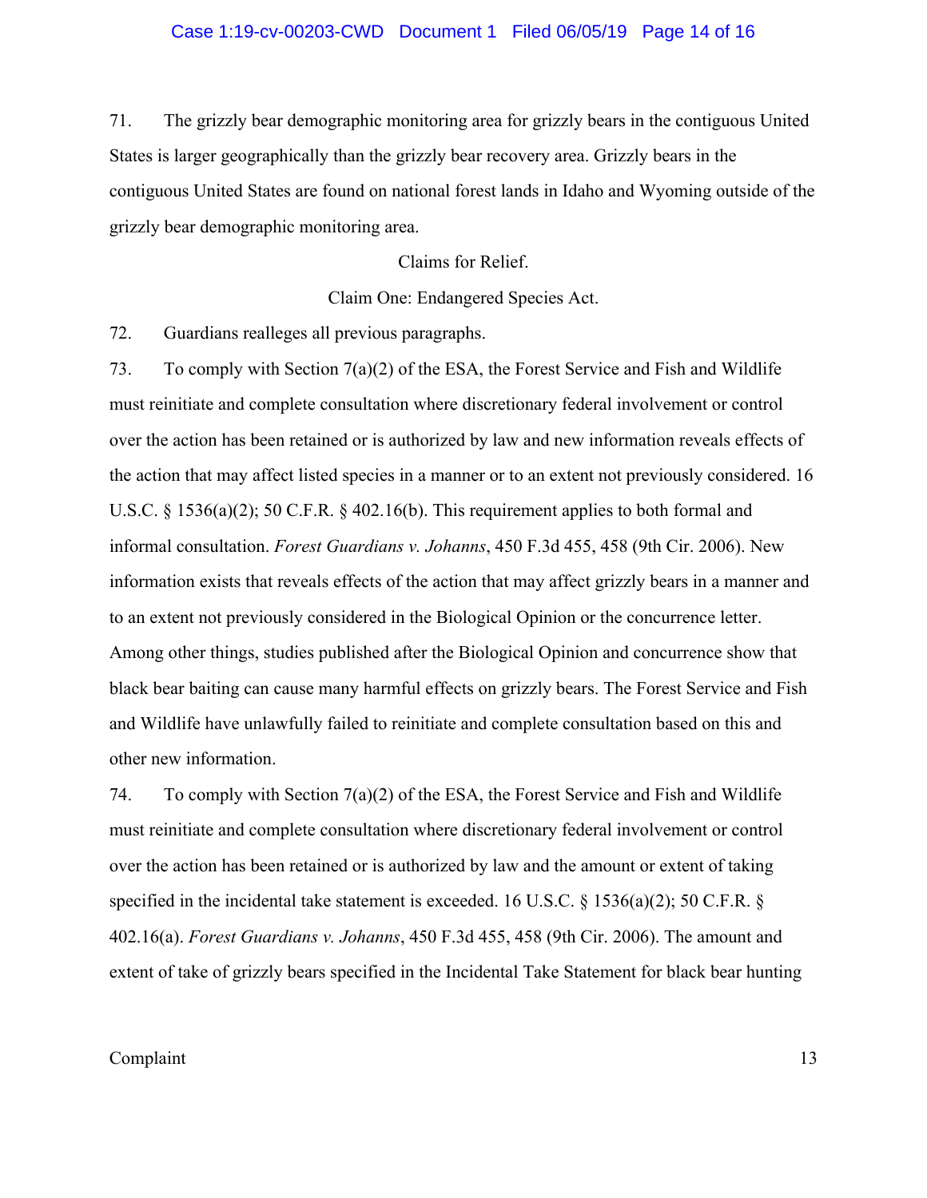71. The grizzly bear demographic monitoring area for grizzly bears in the contiguous United States is larger geographically than the grizzly bear recovery area. Grizzly bears in the contiguous United States are found on national forest lands in Idaho and Wyoming outside of the grizzly bear demographic monitoring area.

## Claims for Relief.

### Claim One: Endangered Species Act.

72. Guardians realleges all previous paragraphs.

73. To comply with Section 7(a)(2) of the ESA, the Forest Service and Fish and Wildlife must reinitiate and complete consultation where discretionary federal involvement or control over the action has been retained or is authorized by law and new information reveals effects of the action that may affect listed species in a manner or to an extent not previously considered. 16 U.S.C. § 1536(a)(2); 50 C.F.R. § 402.16(b). This requirement applies to both formal and informal consultation. *Forest Guardians v. Johanns*, 450 F.3d 455, 458 (9th Cir. 2006). New information exists that reveals effects of the action that may affect grizzly bears in a manner and to an extent not previously considered in the Biological Opinion or the concurrence letter. Among other things, studies published after the Biological Opinion and concurrence show that black bear baiting can cause many harmful effects on grizzly bears. The Forest Service and Fish and Wildlife have unlawfully failed to reinitiate and complete consultation based on this and other new information.

74. To comply with Section 7(a)(2) of the ESA, the Forest Service and Fish and Wildlife must reinitiate and complete consultation where discretionary federal involvement or control over the action has been retained or is authorized by law and the amount or extent of taking specified in the incidental take statement is exceeded. 16 U.S.C. § 1536(a)(2); 50 C.F.R. § 402.16(a). *Forest Guardians v. Johanns*, 450 F.3d 455, 458 (9th Cir. 2006). The amount and extent of take of grizzly bears specified in the Incidental Take Statement for black bear hunting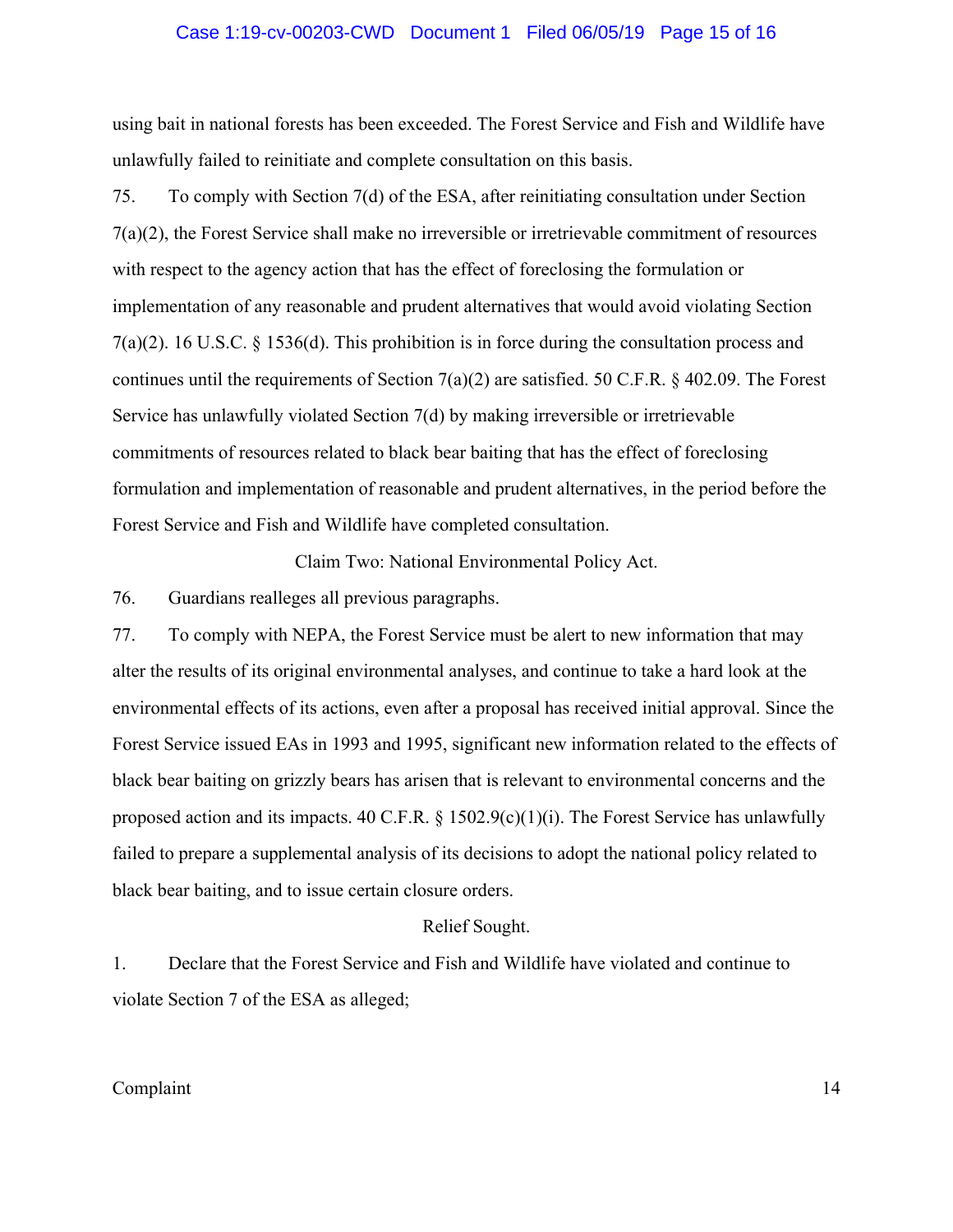using bait in national forests has been exceeded. The Forest Service and Fish and Wildlife have unlawfully failed to reinitiate and complete consultation on this basis.

75. To comply with Section 7(d) of the ESA, after reinitiating consultation under Section 7(a)(2), the Forest Service shall make no irreversible or irretrievable commitment of resources with respect to the agency action that has the effect of foreclosing the formulation or implementation of any reasonable and prudent alternatives that would avoid violating Section 7(a)(2). 16 U.S.C. § 1536(d). This prohibition is in force during the consultation process and continues until the requirements of Section 7(a)(2) are satisfied. 50 C.F.R. § 402.09. The Forest Service has unlawfully violated Section 7(d) by making irreversible or irretrievable commitments of resources related to black bear baiting that has the effect of foreclosing formulation and implementation of reasonable and prudent alternatives, in the period before the Forest Service and Fish and Wildlife have completed consultation.

## Claim Two: National Environmental Policy Act.

76. Guardians realleges all previous paragraphs.

77. To comply with NEPA, the Forest Service must be alert to new information that may alter the results of its original environmental analyses, and continue to take a hard look at the environmental effects of its actions, even after a proposal has received initial approval. Since the Forest Service issued EAs in 1993 and 1995, significant new information related to the effects of black bear baiting on grizzly bears has arisen that is relevant to environmental concerns and the proposed action and its impacts. 40 C.F.R. § 1502.9(c)(1)(i). The Forest Service has unlawfully failed to prepare a supplemental analysis of its decisions to adopt the national policy related to black bear baiting, and to issue certain closure orders.

## Relief Sought.

1. Declare that the Forest Service and Fish and Wildlife have violated and continue to violate Section 7 of the ESA as alleged;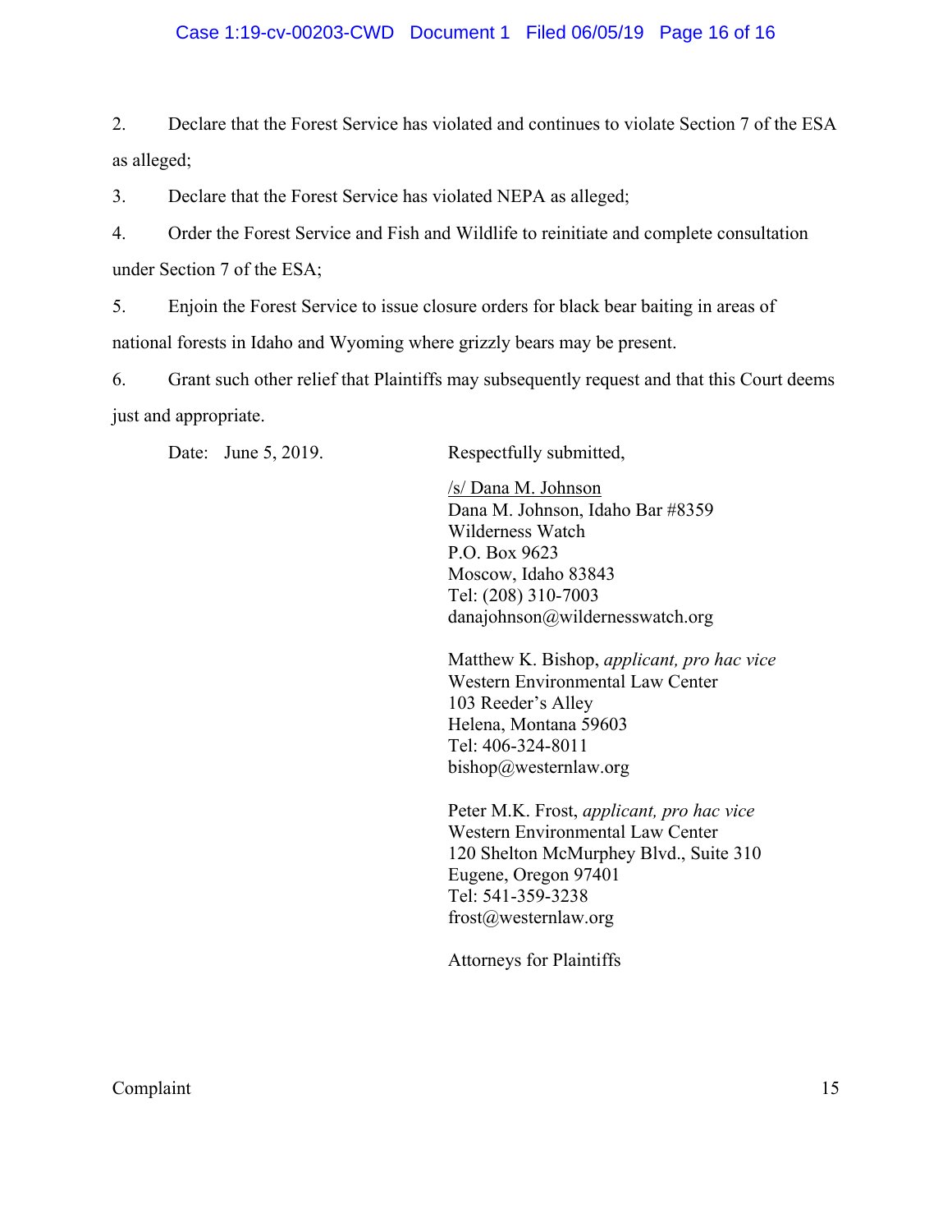2. Declare that the Forest Service has violated and continues to violate Section 7 of the ESA as alleged;

3. Declare that the Forest Service has violated NEPA as alleged;

4. Order the Forest Service and Fish and Wildlife to reinitiate and complete consultation under Section 7 of the ESA;

5. Enjoin the Forest Service to issue closure orders for black bear baiting in areas of national forests in Idaho and Wyoming where grizzly bears may be present.

6. Grant such other relief that Plaintiffs may subsequently request and that this Court deems just and appropriate.

Date: June 5, 2019.

Respectfully submitted,

/s/ Dana M. Johnson
Dana M. Johnson, Idaho Bar #8359
Wilderness Watch
P.O. Box 9623
Moscow, Idaho 83843
Tel: (208) 310-7003
danajohnson@wildernesswatch.org

Matthew K. Bishop, *applicant, pro hac vice*
Western Environmental Law Center
103 Reeder's Alley
Helena, Montana 59603
Tel: 406-324-8011
bishop@westernlaw.org

Peter M.K. Frost, *applicant, pro hac vice*
Western Environmental Law Center
120 Shelton McMurphey Blvd., Suite 310
Eugene, Oregon 97401
Tel: 541-359-3238
frost@westernlaw.org

Attorneys for Plaintiffs